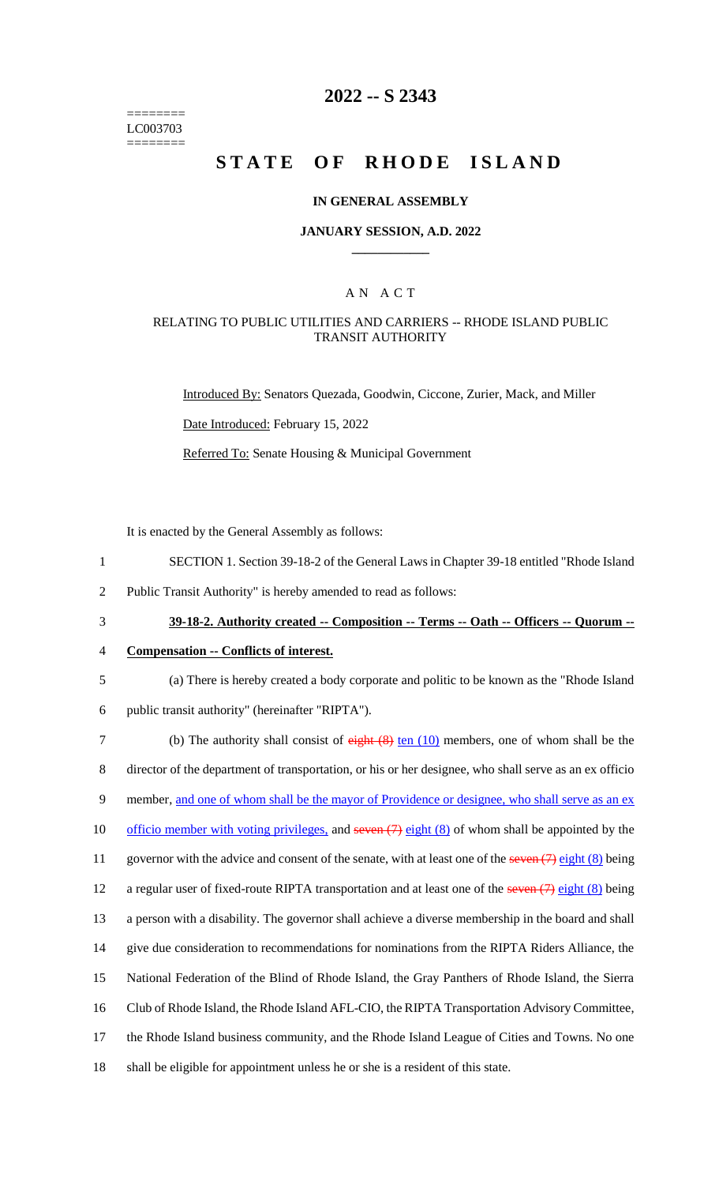========
LC003703
========

# 2022 -- S 2343

# STATE OF RHODE ISLAND

**IN GENERAL ASSEMBLY**

**JANUARY SESSION, A.D. 2022**

____________

## A N A C T

RELATING TO PUBLIC UTILITIES AND CARRIERS -- RHODE ISLAND PUBLIC TRANSIT AUTHORITY

Introduced By: Senators Quezada, Goodwin, Ciccone, Zurier, Mack, and Miller

Date Introduced: February 15, 2022

Referred To: Senate Housing & Municipal Government

It is enacted by the General Assembly as follows:

1 SECTION 1. Section 39-18-2 of the General Laws in Chapter 39-18 entitled "Rhode Island
2 Public Transit Authority" is hereby amended to read as follows:

3 **39-18-2. Authority created -- Composition -- Terms -- Oath -- Officers -- Quorum --**
4 **Compensation -- Conflicts of interest.**

5 (a) There is hereby created a body corporate and politic to be known as the "Rhode Island
6 public transit authority" (hereinafter "RIPTA").

7 (b) The authority shall consist of ~~eight (8)~~ ten (10) members, one of whom shall be the
8 director of the department of transportation, or his or her designee, who shall serve as an ex officio
9 member, and one of whom shall be the mayor of Providence or designee, who shall serve as an ex
10 officio member with voting privileges, and ~~seven (7)~~ eight (8) of whom shall be appointed by the
11 governor with the advice and consent of the senate, with at least one of the ~~seven (7)~~ eight (8) being
12 a regular user of fixed-route RIPTA transportation and at least one of the ~~seven (7)~~ eight (8) being
13 a person with a disability. The governor shall achieve a diverse membership in the board and shall
14 give due consideration to recommendations for nominations from the RIPTA Riders Alliance, the
15 National Federation of the Blind of Rhode Island, the Gray Panthers of Rhode Island, the Sierra
16 Club of Rhode Island, the Rhode Island AFL-CIO, the RIPTA Transportation Advisory Committee,
17 the Rhode Island business community, and the Rhode Island League of Cities and Towns. No one
18 shall be eligible for appointment unless he or she is a resident of this state.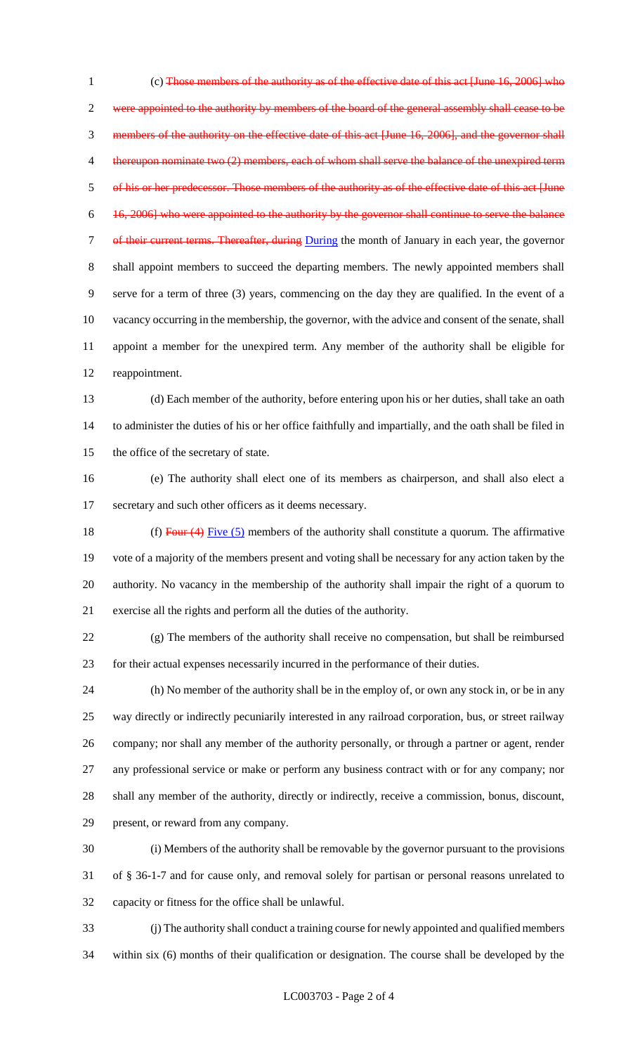(c) ~~Those members of the authority as of the effective date of this act [June 16, 2006] who were appointed to the authority by members of the board of the general assembly shall cease to be members of the authority on the effective date of this act [June 16, 2006], and the governor shall thereupon nominate two (2) members, each of whom shall serve the balance of the unexpired term of his or her predecessor. Those members of the authority as of the effective date of this act [June 16, 2006] who were appointed to the authority by the governor shall continue to serve the balance of their current terms. Thereafter, during~~ During the month of January in each year, the governor shall appoint members to succeed the departing members. The newly appointed members shall serve for a term of three (3) years, commencing on the day they are qualified. In the event of a vacancy occurring in the membership, the governor, with the advice and consent of the senate, shall appoint a member for the unexpired term. Any member of the authority shall be eligible for reappointment.

(d) Each member of the authority, before entering upon his or her duties, shall take an oath to administer the duties of his or her office faithfully and impartially, and the oath shall be filed in the office of the secretary of state.

(e) The authority shall elect one of its members as chairperson, and shall also elect a secretary and such other officers as it deems necessary.

(f) ~~Four (4)~~ Five (5) members of the authority shall constitute a quorum. The affirmative vote of a majority of the members present and voting shall be necessary for any action taken by the authority. No vacancy in the membership of the authority shall impair the right of a quorum to exercise all the rights and perform all the duties of the authority.

(g) The members of the authority shall receive no compensation, but shall be reimbursed for their actual expenses necessarily incurred in the performance of their duties.

(h) No member of the authority shall be in the employ of, or own any stock in, or be in any way directly or indirectly pecuniarily interested in any railroad corporation, bus, or street railway company; nor shall any member of the authority personally, or through a partner or agent, render any professional service or make or perform any business contract with or for any company; nor shall any member of the authority, directly or indirectly, receive a commission, bonus, discount, present, or reward from any company.

(i) Members of the authority shall be removable by the governor pursuant to the provisions of § 36-1-7 and for cause only, and removal solely for partisan or personal reasons unrelated to capacity or fitness for the office shall be unlawful.

(j) The authority shall conduct a training course for newly appointed and qualified members within six (6) months of their qualification or designation. The course shall be developed by the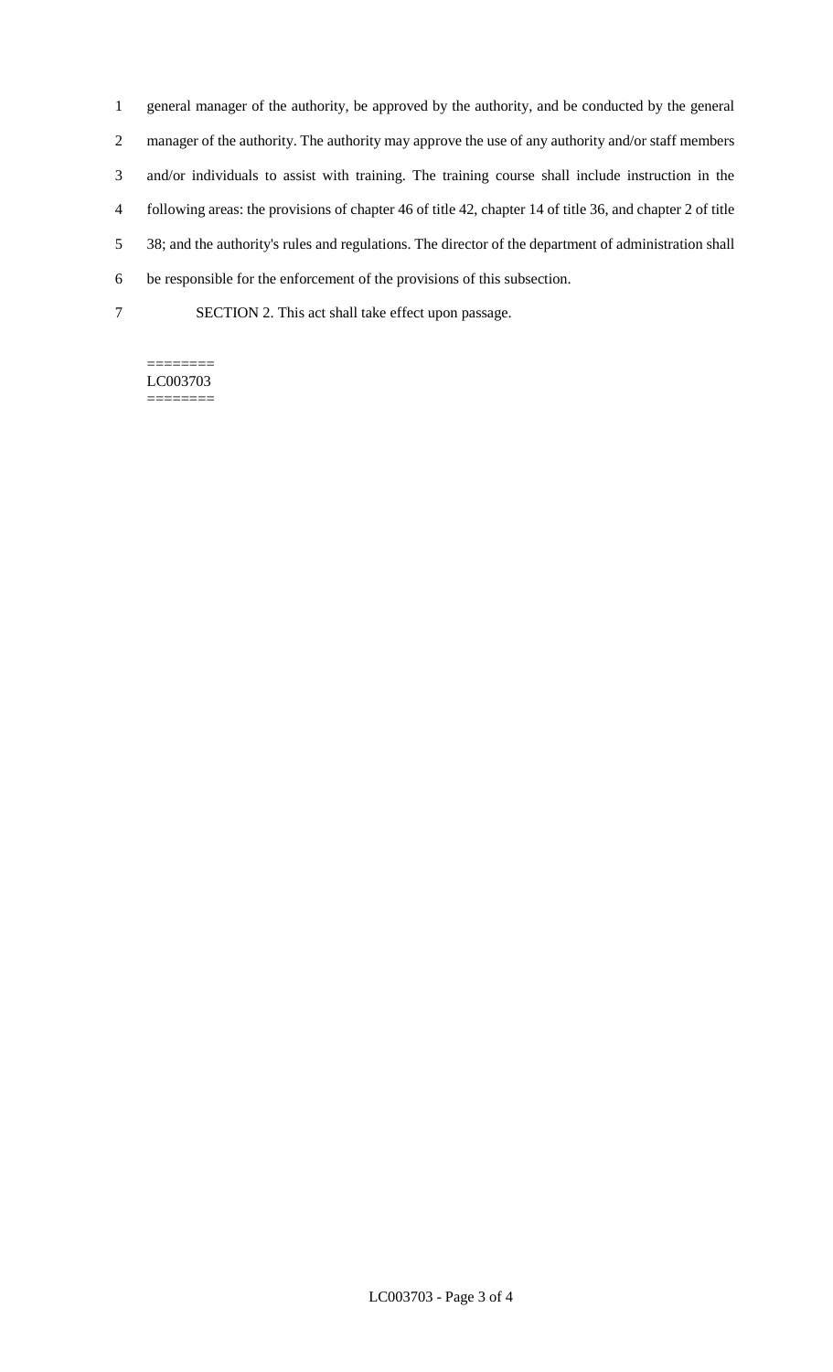general manager of the authority, be approved by the authority, and be conducted by the general manager of the authority. The authority may approve the use of any authority and/or staff members and/or individuals to assist with training. The training course shall include instruction in the following areas: the provisions of chapter 46 of title 42, chapter 14 of title 36, and chapter 2 of title 38; and the authority's rules and regulations. The director of the department of administration shall be responsible for the enforcement of the provisions of this subsection.

SECTION 2. This act shall take effect upon passage.

========
LC003703
========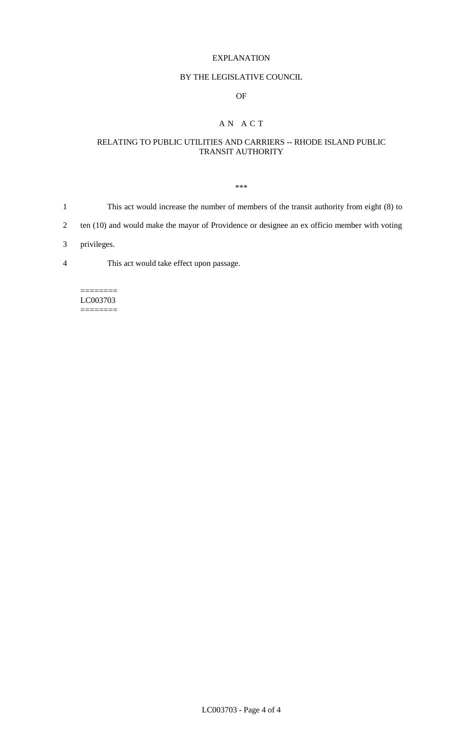EXPLANATION

BY THE LEGISLATIVE COUNCIL

OF

A N A C T

RELATING TO PUBLIC UTILITIES AND CARRIERS -- RHODE ISLAND PUBLIC TRANSIT AUTHORITY

\*\*\*

1 This act would increase the number of members of the transit authority from eight (8) to
2 ten (10) and would make the mayor of Providence or designee an ex officio member with voting
3 privileges.

4 This act would take effect upon passage.

========
LC003703
========